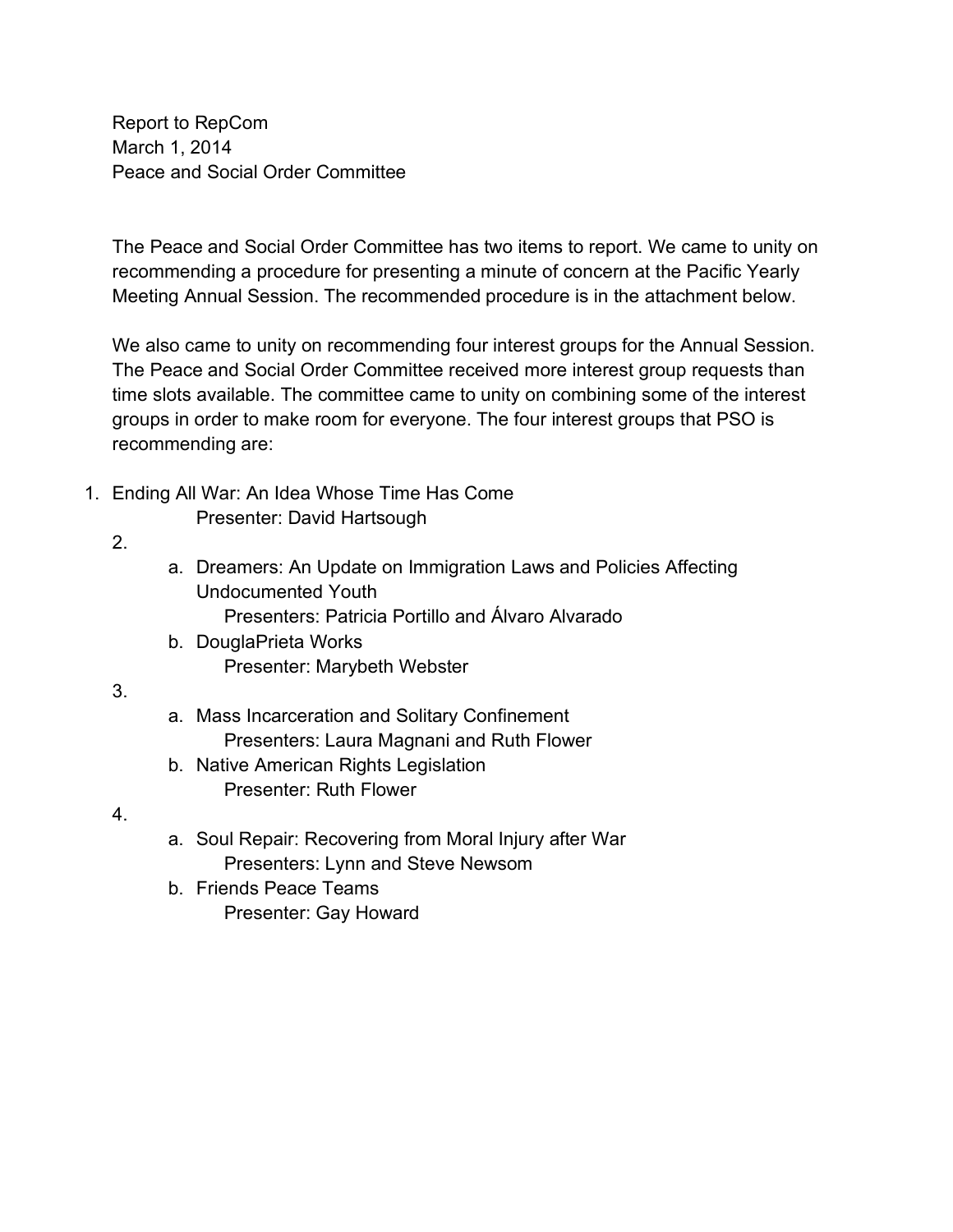Report to RepCom
March 1, 2014
Peace and Social Order Committee

The Peace and Social Order Committee has two items to report. We came to unity on recommending a procedure for presenting a minute of concern at the Pacific Yearly Meeting Annual Session. The recommended procedure is in the attachment below.

We also came to unity on recommending four interest groups for the Annual Session. The Peace and Social Order Committee received more interest group requests than time slots available. The committee came to unity on combining some of the interest groups in order to make room for everyone. The four interest groups that PSO is recommending are:

1. Ending All War: An Idea Whose Time Has Come
   Presenter: David Hartsough
2.
   a. Dreamers: An Update on Immigration Laws and Policies Affecting Undocumented Youth
      Presenters: Patricia Portillo and Álvaro Alvarado
   b. DouglaPrieta Works
      Presenter: Marybeth Webster
3.
   a. Mass Incarceration and Solitary Confinement
      Presenters: Laura Magnani and Ruth Flower
   b. Native American Rights Legislation
      Presenter: Ruth Flower
4.
   a. Soul Repair: Recovering from Moral Injury after War
      Presenters: Lynn and Steve Newsom
   b. Friends Peace Teams
      Presenter: Gay Howard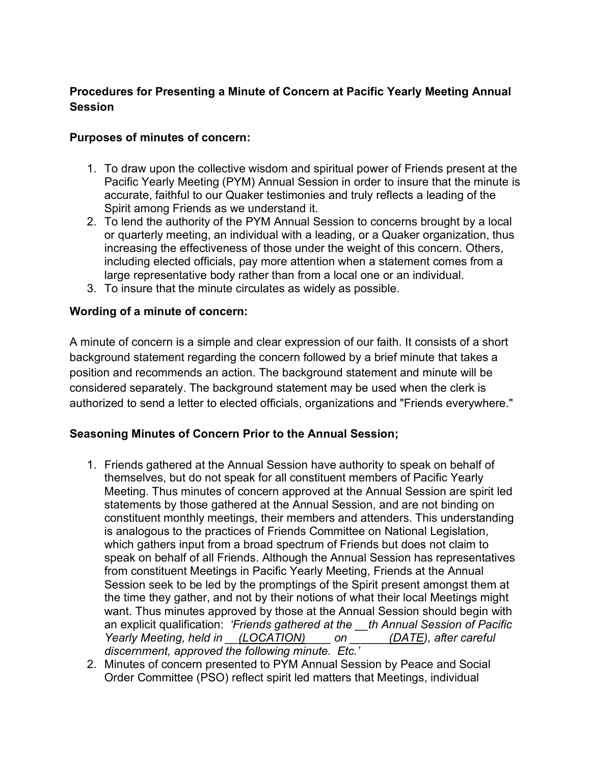**Procedures for Presenting a Minute of Concern at Pacific Yearly Meeting Annual Session**

**Purposes of minutes of concern:**

1. To draw upon the collective wisdom and spiritual power of Friends present at the Pacific Yearly Meeting (PYM) Annual Session in order to insure that the minute is accurate, faithful to our Quaker testimonies and truly reflects a leading of the Spirit among Friends as we understand it.
2. To lend the authority of the PYM Annual Session to concerns brought by a local or quarterly meeting, an individual with a leading, or a Quaker organization, thus increasing the effectiveness of those under the weight of this concern. Others, including elected officials, pay more attention when a statement comes from a large representative body rather than from a local one or an individual.
3. To insure that the minute circulates as widely as possible.

**Wording of a minute of concern:**

A minute of concern is a simple and clear expression of our faith. It consists of a short background statement regarding the concern followed by a brief minute that takes a position and recommends an action. The background statement and minute will be considered separately. The background statement may be used when the clerk is authorized to send a letter to elected officials, organizations and "Friends everywhere."

**Seasoning Minutes of Concern Prior to the Annual Session;**

1. Friends gathered at the Annual Session have authority to speak on behalf of themselves, but do not speak for all constituent members of Pacific Yearly Meeting. Thus minutes of concern approved at the Annual Session are spirit led statements by those gathered at the Annual Session, and are not binding on constituent monthly meetings, their members and attenders. This understanding is analogous to the practices of Friends Committee on National Legislation, which gathers input from a broad spectrum of Friends but does not claim to speak on behalf of all Friends. Although the Annual Session has representatives from constituent Meetings in Pacific Yearly Meeting, Friends at the Annual Session seek to be led by the promptings of the Spirit present amongst them at the time they gather, and not by their notions of what their local Meetings might want. Thus minutes approved by those at the Annual Session should begin with an explicit qualification: *'Friends gathered at the \_\_th Annual Session of Pacific Yearly Meeting, held in \_\_(LOCATION)\_\_\_\_ on \_\_\_\_\_\_(DATE), after careful discernment, approved the following minute. Etc.'*
2. Minutes of concern presented to PYM Annual Session by Peace and Social Order Committee (PSO) reflect spirit led matters that Meetings, individual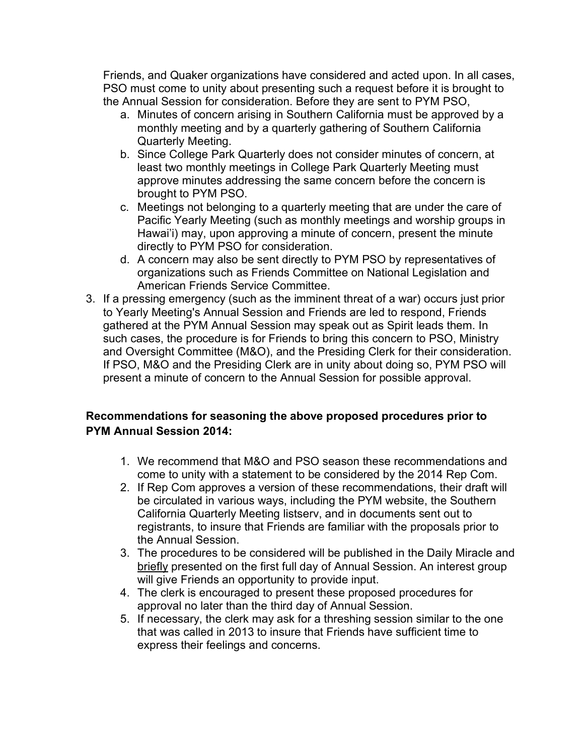Friends, and Quaker organizations have considered and acted upon. In all cases, PSO must come to unity about presenting such a request before it is brought to the Annual Session for consideration. Before they are sent to PYM PSO,

   a. Minutes of concern arising in Southern California must be approved by a monthly meeting and by a quarterly gathering of Southern California Quarterly Meeting.
   b. Since College Park Quarterly does not consider minutes of concern, at least two monthly meetings in College Park Quarterly Meeting must approve minutes addressing the same concern before the concern is brought to PYM PSO.
   c. Meetings not belonging to a quarterly meeting that are under the care of Pacific Yearly Meeting (such as monthly meetings and worship groups in Hawai'i) may, upon approving a minute of concern, present the minute directly to PYM PSO for consideration.
   d. A concern may also be sent directly to PYM PSO by representatives of organizations such as Friends Committee on National Legislation and American Friends Service Committee.

3. If a pressing emergency (such as the imminent threat of a war) occurs just prior to Yearly Meeting's Annual Session and Friends are led to respond, Friends gathered at the PYM Annual Session may speak out as Spirit leads them. In such cases, the procedure is for Friends to bring this concern to PSO, Ministry and Oversight Committee (M&O), and the Presiding Clerk for their consideration. If PSO, M&O and the Presiding Clerk are in unity about doing so, PYM PSO will present a minute of concern to the Annual Session for possible approval.

### Recommendations for seasoning the above proposed procedures prior to PYM Annual Session 2014:

1. We recommend that M&O and PSO season these recommendations and come to unity with a statement to be considered by the 2014 Rep Com.
2. If Rep Com approves a version of these recommendations, their draft will be circulated in various ways, including the PYM website, the Southern California Quarterly Meeting listserv, and in documents sent out to registrants, to insure that Friends are familiar with the proposals prior to the Annual Session.
3. The procedures to be considered will be published in the Daily Miracle and <u>briefly</u> presented on the first full day of Annual Session. An interest group will give Friends an opportunity to provide input.
4. The clerk is encouraged to present these proposed procedures for approval no later than the third day of Annual Session.
5. If necessary, the clerk may ask for a threshing session similar to the one that was called in 2013 to insure that Friends have sufficient time to express their feelings and concerns.